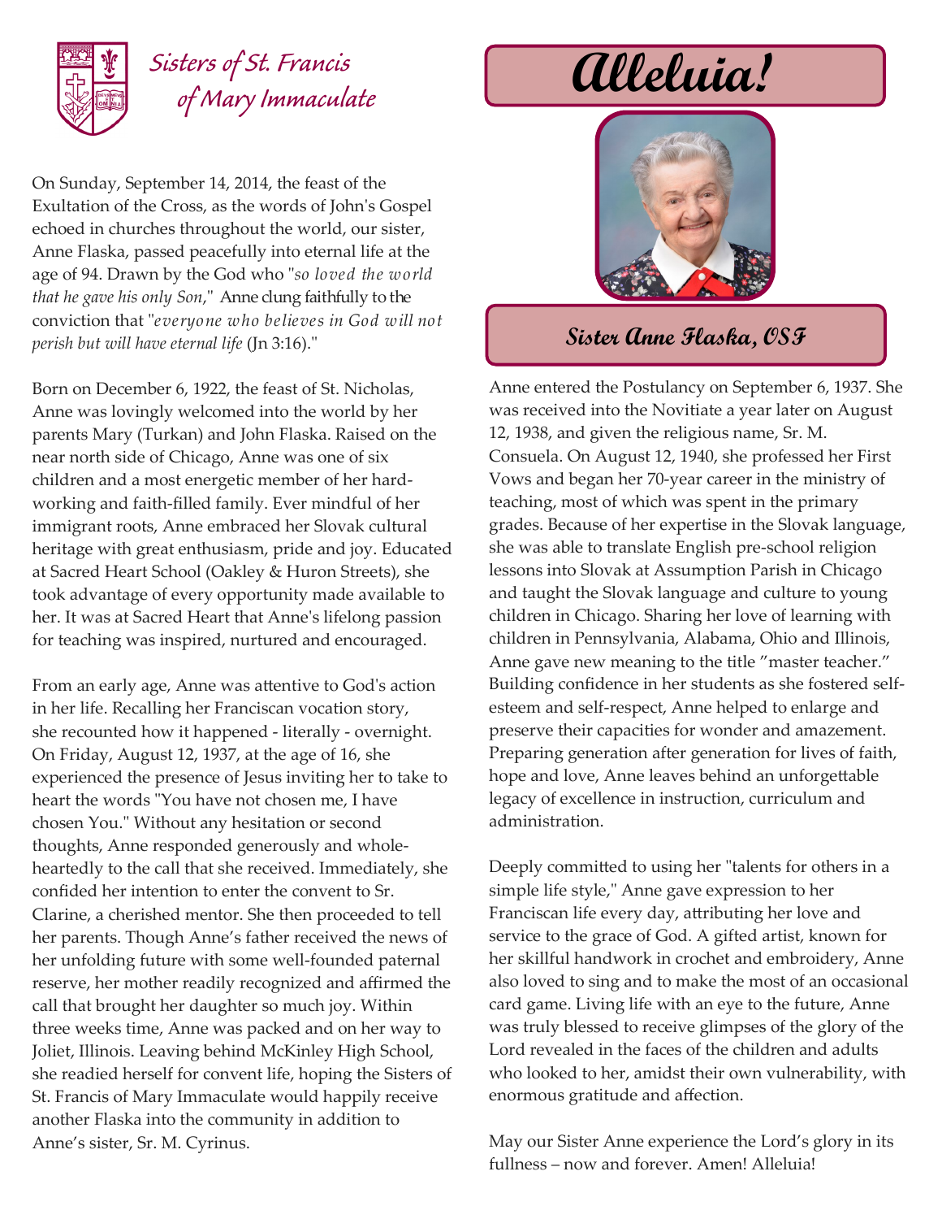Sisters of St. Francis of Mary Immaculate

# Alleluia!

## Sister Anne Flaska, OSF

On Sunday, September 14, 2014, the feast of the Exultation of the Cross, as the words of John's Gospel echoed in churches throughout the world, our sister, Anne Flaska, passed peacefully into eternal life at the age of 94. Drawn by the God who "*so loved the world that he gave his only Son*," Anne clung faithfully to the conviction that "*everyone who believes in God will not perish but will have eternal life* (Jn 3:16)."

Born on December 6, 1922, the feast of St. Nicholas, Anne was lovingly welcomed into the world by her parents Mary (Turkan) and John Flaska. Raised on the near north side of Chicago, Anne was one of six children and a most energetic member of her hard-working and faith-filled family. Ever mindful of her immigrant roots, Anne embraced her Slovak cultural heritage with great enthusiasm, pride and joy. Educated at Sacred Heart School (Oakley & Huron Streets), she took advantage of every opportunity made available to her. It was at Sacred Heart that Anne's lifelong passion for teaching was inspired, nurtured and encouraged.

From an early age, Anne was attentive to God's action in her life. Recalling her Franciscan vocation story, she recounted how it happened - literally - overnight. On Friday, August 12, 1937, at the age of 16, she experienced the presence of Jesus inviting her to take to heart the words "You have not chosen me, I have chosen You." Without any hesitation or second thoughts, Anne responded generously and whole-heartedly to the call that she received. Immediately, she confided her intention to enter the convent to Sr. Clarine, a cherished mentor. She then proceeded to tell her parents. Though Anne's father received the news of her unfolding future with some well-founded paternal reserve, her mother readily recognized and affirmed the call that brought her daughter so much joy. Within three weeks time, Anne was packed and on her way to Joliet, Illinois. Leaving behind McKinley High School, she readied herself for convent life, hoping the Sisters of St. Francis of Mary Immaculate would happily receive another Flaska into the community in addition to Anne's sister, Sr. M. Cyrinus.

Anne entered the Postulancy on September 6, 1937. She was received into the Novitiate a year later on August 12, 1938, and given the religious name, Sr. M. Consuela. On August 12, 1940, she professed her First Vows and began her 70-year career in the ministry of teaching, most of which was spent in the primary grades. Because of her expertise in the Slovak language, she was able to translate English pre-school religion lessons into Slovak at Assumption Parish in Chicago and taught the Slovak language and culture to young children in Chicago. Sharing her love of learning with children in Pennsylvania, Alabama, Ohio and Illinois, Anne gave new meaning to the title "master teacher." Building confidence in her students as she fostered self-esteem and self-respect, Anne helped to enlarge and preserve their capacities for wonder and amazement. Preparing generation after generation for lives of faith, hope and love, Anne leaves behind an unforgettable legacy of excellence in instruction, curriculum and administration.

Deeply committed to using her "talents for others in a simple life style," Anne gave expression to her Franciscan life every day, attributing her love and service to the grace of God. A gifted artist, known for her skillful handwork in crochet and embroidery, Anne also loved to sing and to make the most of an occasional card game. Living life with an eye to the future, Anne was truly blessed to receive glimpses of the glory of the Lord revealed in the faces of the children and adults who looked to her, amidst their own vulnerability, with enormous gratitude and affection.

May our Sister Anne experience the Lord's glory in its fullness – now and forever. Amen! Alleluia!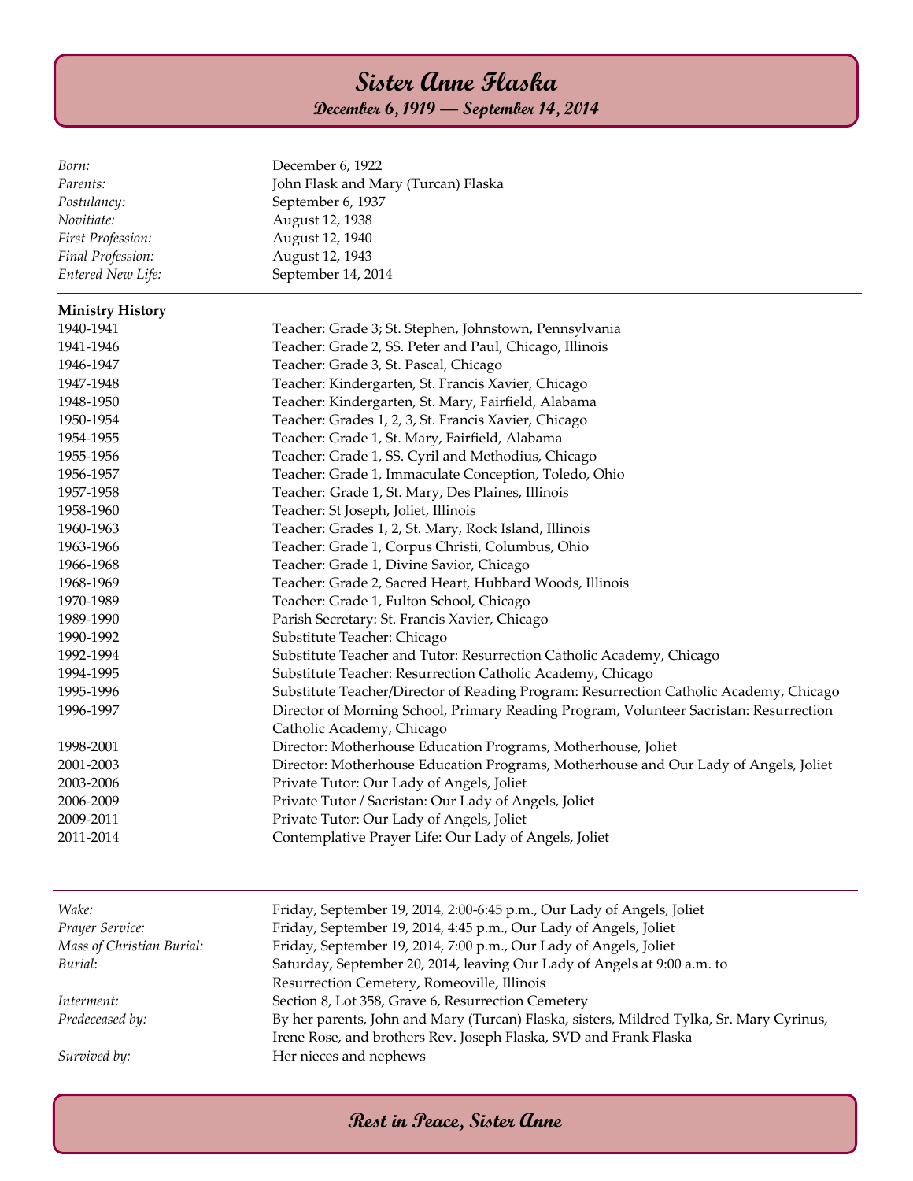# Sister Anne Flaska

**December 6, 1919 — September 14, 2014**

| | |
|---|---|
| *Born:* | December 6, 1922 |
| *Parents:* | John Flask and Mary (Turcan) Flaska |
| *Postulancy:* | September 6, 1937 |
| *Novitiate:* | August 12, 1938 |
| *First Profession:* | August 12, 1940 |
| *Final Profession:* | August 12, 1943 |
| *Entered New Life:* | September 14, 2014 |

**Ministry History**

| | |
|---|---|
| 1940-1941 | Teacher: Grade 3; St. Stephen, Johnstown, Pennsylvania |
| 1941-1946 | Teacher: Grade 2, SS. Peter and Paul, Chicago, Illinois |
| 1946-1947 | Teacher: Grade 3, St. Pascal, Chicago |
| 1947-1948 | Teacher: Kindergarten, St. Francis Xavier, Chicago |
| 1948-1950 | Teacher: Kindergarten, St. Mary, Fairfield, Alabama |
| 1950-1954 | Teacher: Grades 1, 2, 3, St. Francis Xavier, Chicago |
| 1954-1955 | Teacher: Grade 1, St. Mary, Fairfield, Alabama |
| 1955-1956 | Teacher: Grade 1, SS. Cyril and Methodius, Chicago |
| 1956-1957 | Teacher: Grade 1, Immaculate Conception, Toledo, Ohio |
| 1957-1958 | Teacher: Grade 1, St. Mary, Des Plaines, Illinois |
| 1958-1960 | Teacher: St Joseph, Joliet, Illinois |
| 1960-1963 | Teacher: Grades 1, 2, St. Mary, Rock Island, Illinois |
| 1963-1966 | Teacher: Grade 1, Corpus Christi, Columbus, Ohio |
| 1966-1968 | Teacher: Grade 1, Divine Savior, Chicago |
| 1968-1969 | Teacher: Grade 2, Sacred Heart, Hubbard Woods, Illinois |
| 1970-1989 | Teacher: Grade 1, Fulton School, Chicago |
| 1989-1990 | Parish Secretary: St. Francis Xavier, Chicago |
| 1990-1992 | Substitute Teacher: Chicago |
| 1992-1994 | Substitute Teacher and Tutor: Resurrection Catholic Academy, Chicago |
| 1994-1995 | Substitute Teacher: Resurrection Catholic Academy, Chicago |
| 1995-1996 | Substitute Teacher/Director of Reading Program: Resurrection Catholic Academy, Chicago |
| 1996-1997 | Director of Morning School, Primary Reading Program, Volunteer Sacristan: Resurrection Catholic Academy, Chicago |
| 1998-2001 | Director: Motherhouse Education Programs, Motherhouse, Joliet |
| 2001-2003 | Director: Motherhouse Education Programs, Motherhouse and Our Lady of Angels, Joliet |
| 2003-2006 | Private Tutor: Our Lady of Angels, Joliet |
| 2006-2009 | Private Tutor / Sacristan: Our Lady of Angels, Joliet |
| 2009-2011 | Private Tutor: Our Lady of Angels, Joliet |
| 2011-2014 | Contemplative Prayer Life: Our Lady of Angels, Joliet |

| | |
|---|---|
| *Wake:* | Friday, September 19, 2014, 2:00-6:45 p.m., Our Lady of Angels, Joliet |
| *Prayer Service:* | Friday, September 19, 2014, 4:45 p.m., Our Lady of Angels, Joliet |
| *Mass of Christian Burial:* | Friday, September 19, 2014, 7:00 p.m., Our Lady of Angels, Joliet |
| *Burial*: | Saturday, September 20, 2014, leaving Our Lady of Angels at 9:00 a.m. to Resurrection Cemetery, Romeoville, Illinois |
| *Interment:* | Section 8, Lot 358, Grave 6, Resurrection Cemetery |
| *Predeceased by:* | By her parents, John and Mary (Turcan) Flaska, sisters, Mildred Tylka, Sr. Mary Cyrinus, Irene Rose, and brothers Rev. Joseph Flaska, SVD and Frank Flaska |
| *Survived by:* | Her nieces and nephews |

**Rest in Peace, Sister Anne**